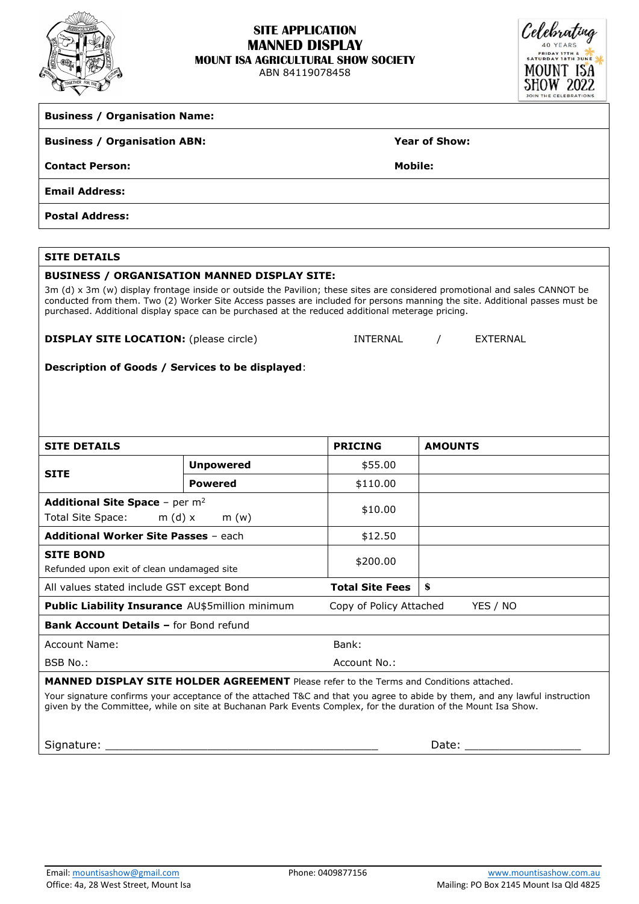# SITE APPLICATION
## MANNED DISPLAY
### MOUNT ISA AGRICULTURAL SHOW SOCIETY
ABN 84119078458

Celebrating 40 YEARS
FRIDAY 17TH & SATURDAY 18TH JUNE
MOUNT ISA SHOW 2022
JOIN THE CELEBRATIONS

| | |
|---|---|
| **Business / Organisation Name:** | |
| **Business / Organisation ABN:** | **Year of Show:** |
| **Contact Person:** | **Mobile:** |
| **Email Address:** | |
| **Postal Address:** | |

**SITE DETAILS**

**BUSINESS / ORGANISATION MANNED DISPLAY SITE:**

3m (d) x 3m (w) display frontage inside or outside the Pavilion; these sites are considered promotional and sales CANNOT be conducted from them. Two (2) Worker Site Access passes are included for persons manning the site. Additional passes must be purchased. Additional display space can be purchased at the reduced additional meterage pricing.

**DISPLAY SITE LOCATION:** (please circle) INTERNAL / EXTERNAL

**Description of Goods / Services to be displayed**:

| **SITE DETAILS** | | **PRICING** | **AMOUNTS** |
|---|---|---|---|
| **SITE** | **Unpowered** | $55.00 | |
| | **Powered** | $110.00 | |
| **Additional Site Space** – per m² <br> Total Site Space: m (d) x m (w) | | $10.00 | |
| **Additional Worker Site Passes** – each | | $12.50 | |
| **SITE BOND** <br> Refunded upon exit of clean undamaged site | | $200.00 | |
| All values stated include GST except Bond | | **Total Site Fees** | $ |

**Public Liability Insurance** AU$5million minimum — Copy of Policy Attached YES / NO

**Bank Account Details –** for Bond refund

| | |
|---|---|
| Account Name: | Bank: |
| BSB No.: | Account No.: |

**MANNED DISPLAY SITE HOLDER AGREEMENT** Please refer to the Terms and Conditions attached.

Your signature confirms your acceptance of the attached T&C and that you agree to abide by them, and any lawful instruction given by the Committee, while on site at Buchanan Park Events Complex, for the duration of the Mount Isa Show.

Signature: ___________________________________________ Date: __________________

Email: mountisashow@gmail.com
Office: 4a, 28 West Street, Mount Isa
Phone: 0409877156
www.mountisashow.com.au
Mailing: PO Box 2145 Mount Isa Qld 4825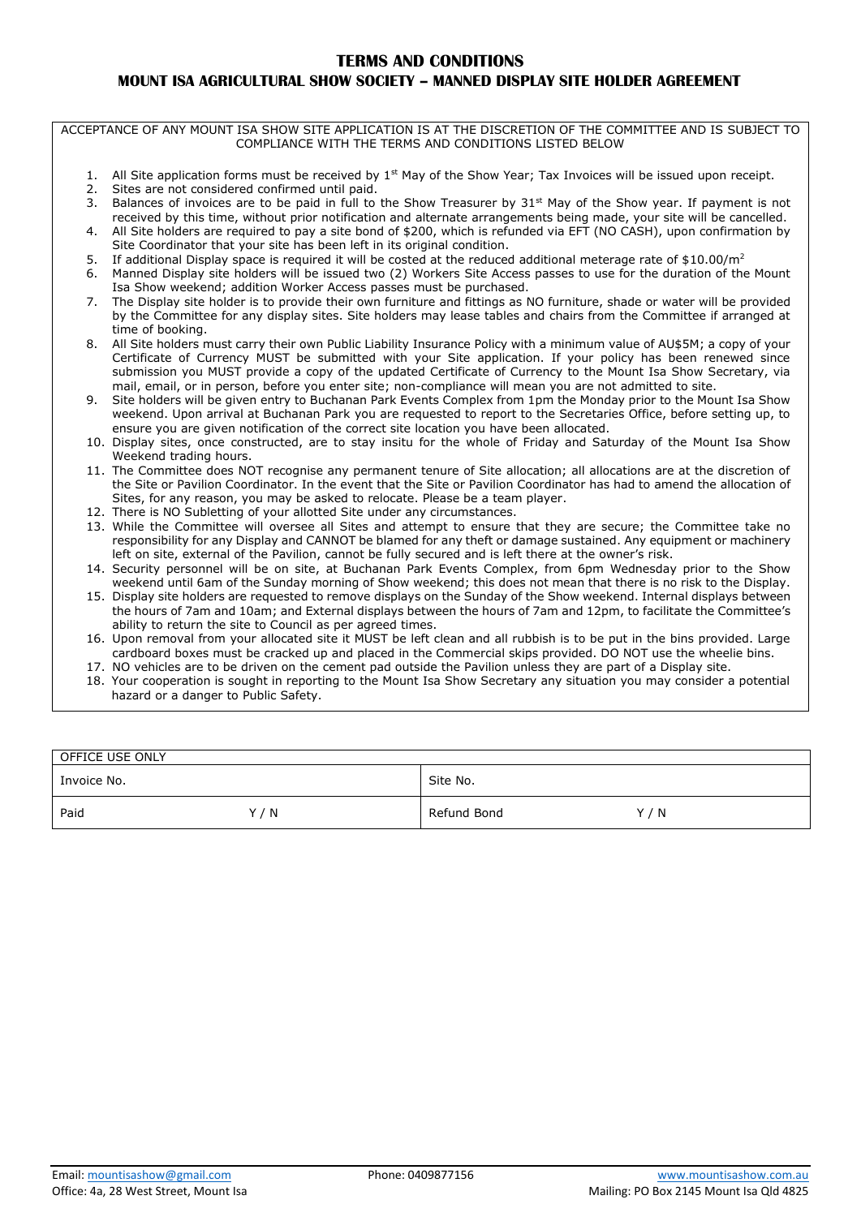# TERMS AND CONDITIONS

## MOUNT ISA AGRICULTURAL SHOW SOCIETY – MANNED DISPLAY SITE HOLDER AGREEMENT

ACCEPTANCE OF ANY MOUNT ISA SHOW SITE APPLICATION IS AT THE DISCRETION OF THE COMMITTEE AND IS SUBJECT TO COMPLIANCE WITH THE TERMS AND CONDITIONS LISTED BELOW

1. All Site application forms must be received by 1st May of the Show Year; Tax Invoices will be issued upon receipt.
2. Sites are not considered confirmed until paid.
3. Balances of invoices are to be paid in full to the Show Treasurer by 31st May of the Show year. If payment is not received by this time, without prior notification and alternate arrangements being made, your site will be cancelled.
4. All Site holders are required to pay a site bond of $200, which is refunded via EFT (NO CASH), upon confirmation by Site Coordinator that your site has been left in its original condition.
5. If additional Display space is required it will be costed at the reduced additional meterage rate of $10.00/m$^2$
6. Manned Display site holders will be issued two (2) Workers Site Access passes to use for the duration of the Mount Isa Show weekend; addition Worker Access passes must be purchased.
7. The Display site holder is to provide their own furniture and fittings as NO furniture, shade or water will be provided by the Committee for any display sites. Site holders may lease tables and chairs from the Committee if arranged at time of booking.
8. All Site holders must carry their own Public Liability Insurance Policy with a minimum value of AU$5M; a copy of your Certificate of Currency MUST be submitted with your Site application. If your policy has been renewed since submission you MUST provide a copy of the updated Certificate of Currency to the Mount Isa Show Secretary, via mail, email, or in person, before you enter site; non-compliance will mean you are not admitted to site.
9. Site holders will be given entry to Buchanan Park Events Complex from 1pm the Monday prior to the Mount Isa Show weekend. Upon arrival at Buchanan Park you are requested to report to the Secretaries Office, before setting up, to ensure you are given notification of the correct site location you have been allocated.
10. Display sites, once constructed, are to stay insitu for the whole of Friday and Saturday of the Mount Isa Show Weekend trading hours.
11. The Committee does NOT recognise any permanent tenure of Site allocation; all allocations are at the discretion of the Site or Pavilion Coordinator. In the event that the Site or Pavilion Coordinator has had to amend the allocation of Sites, for any reason, you may be asked to relocate. Please be a team player.
12. There is NO Subletting of your allotted Site under any circumstances.
13. While the Committee will oversee all Sites and attempt to ensure that they are secure; the Committee take no responsibility for any Display and CANNOT be blamed for any theft or damage sustained. Any equipment or machinery left on site, external of the Pavilion, cannot be fully secured and is left there at the owner's risk.
14. Security personnel will be on site, at Buchanan Park Events Complex, from 6pm Wednesday prior to the Show weekend until 6am of the Sunday morning of Show weekend; this does not mean that there is no risk to the Display.
15. Display site holders are requested to remove displays on the Sunday of the Show weekend. Internal displays between the hours of 7am and 10am; and External displays between the hours of 7am and 12pm, to facilitate the Committee's ability to return the site to Council as per agreed times.
16. Upon removal from your allocated site it MUST be left clean and all rubbish is to be put in the bins provided. Large cardboard boxes must be cracked up and placed in the Commercial skips provided. DO NOT use the wheelie bins.
17. NO vehicles are to be driven on the cement pad outside the Pavilion unless they are part of a Display site.
18. Your cooperation is sought in reporting to the Mount Isa Show Secretary any situation you may consider a potential hazard or a danger to Public Safety.

| OFFICE USE ONLY | | | |
|---|---|---|---|
| Invoice No. | | Site No. | |
| Paid | Y / N | Refund Bond | Y / N |

Email: mountisashow@gmail.com
Office: 4a, 28 West Street, Mount Isa
Phone: 0409877156
www.mountisashow.com.au
Mailing: PO Box 2145 Mount Isa Qld 4825